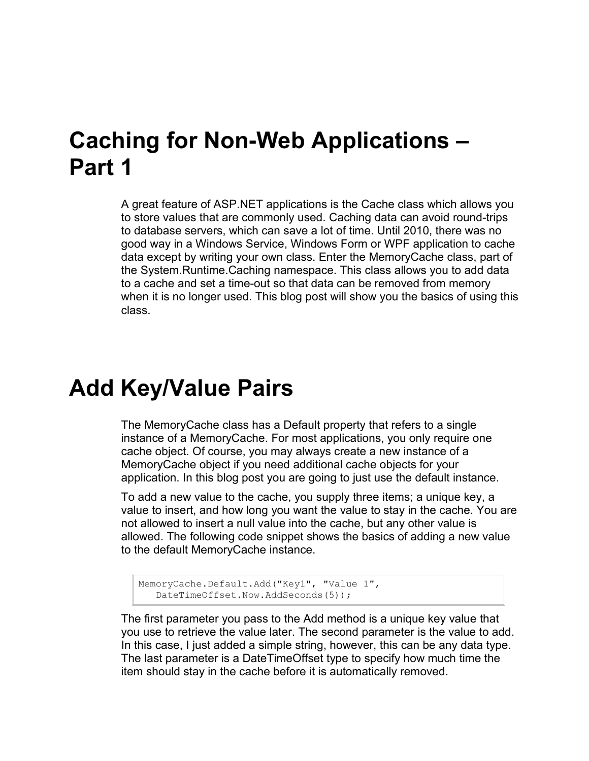# Caching for Non-Web Applications – Part 1

A great feature of ASP.NET applications is the Cache class which allows you to store values that are commonly used. Caching data can avoid round-trips to database servers, which can save a lot of time. Until 2010, there was no good way in a Windows Service, Windows Form or WPF application to cache data except by writing your own class. Enter the MemoryCache class, part of the System.Runtime.Caching namespace. This class allows you to add data to a cache and set a time-out so that data can be removed from memory when it is no longer used. This blog post will show you the basics of using this class.

# Add Key/Value Pairs

The MemoryCache class has a Default property that refers to a single instance of a MemoryCache. For most applications, you only require one cache object. Of course, you may always create a new instance of a MemoryCache object if you need additional cache objects for your application. In this blog post you are going to just use the default instance.

To add a new value to the cache, you supply three items; a unique key, a value to insert, and how long you want the value to stay in the cache. You are not allowed to insert a null value into the cache, but any other value is allowed. The following code snippet shows the basics of adding a new value to the default MemoryCache instance.

```
MemoryCache.Default.Add("Key1", "Value 1",
   DateTimeOffset.Now.AddSeconds(5));
```

The first parameter you pass to the Add method is a unique key value that you use to retrieve the value later. The second parameter is the value to add. In this case, I just added a simple string, however, this can be any data type. The last parameter is a DateTimeOffset type to specify how much time the item should stay in the cache before it is automatically removed.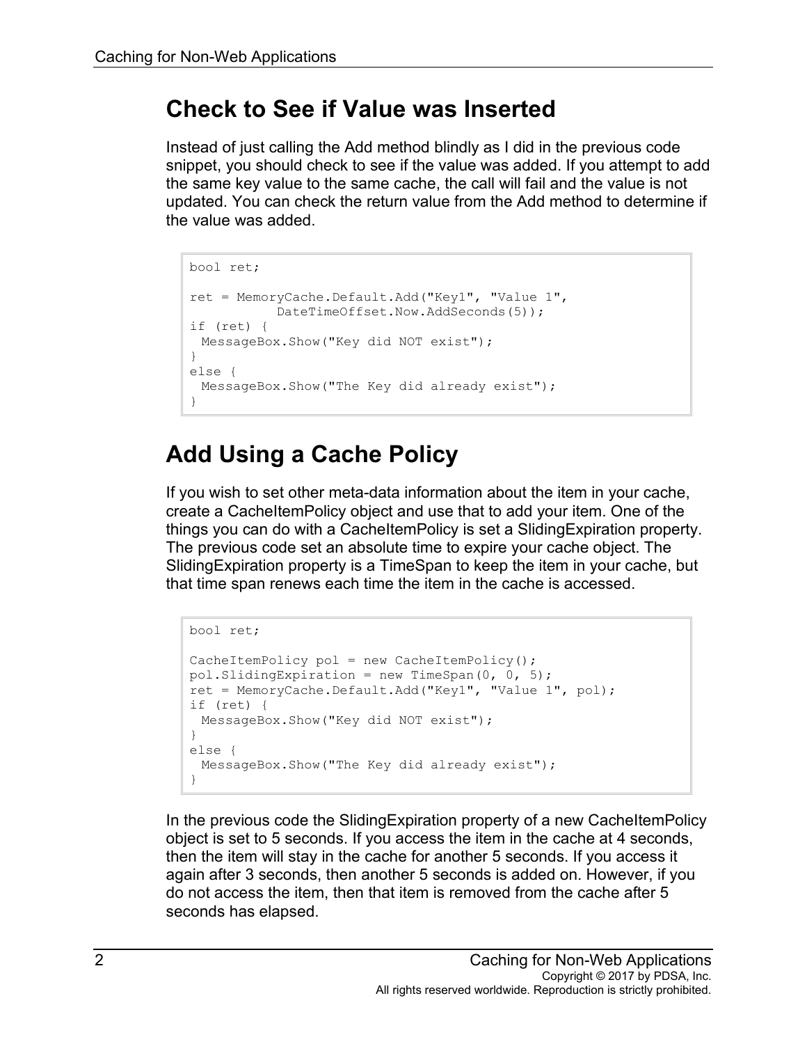## Check to See if Value was Inserted

Instead of just calling the Add method blindly as I did in the previous code snippet, you should check to see if the value was added. If you attempt to add the same key value to the same cache, the call will fail and the value is not updated. You can check the return value from the Add method to determine if the value was added.

```
bool ret;

ret = MemoryCache.Default.Add("Key1", "Value 1",
            DateTimeOffset.Now.AddSeconds(5));
if (ret) {
  MessageBox.Show("Key did NOT exist");
}
else {
  MessageBox.Show("The Key did already exist");
}
```

## Add Using a Cache Policy

If you wish to set other meta-data information about the item in your cache, create a CacheItemPolicy object and use that to add your item. One of the things you can do with a CacheItemPolicy is set a SlidingExpiration property. The previous code set an absolute time to expire your cache object. The SlidingExpiration property is a TimeSpan to keep the item in your cache, but that time span renews each time the item in the cache is accessed.

```
bool ret;

CacheItemPolicy pol = new CacheItemPolicy();
pol.SlidingExpiration = new TimeSpan(0, 0, 5);
ret = MemoryCache.Default.Add("Key1", "Value 1", pol);
if (ret) {
  MessageBox.Show("Key did NOT exist");
}
else {
  MessageBox.Show("The Key did already exist");
}
```

In the previous code the SlidingExpiration property of a new CacheItemPolicy object is set to 5 seconds. If you access the item in the cache at 4 seconds, then the item will stay in the cache for another 5 seconds. If you access it again after 3 seconds, then another 5 seconds is added on. However, if you do not access the item, then that item is removed from the cache after 5 seconds has elapsed.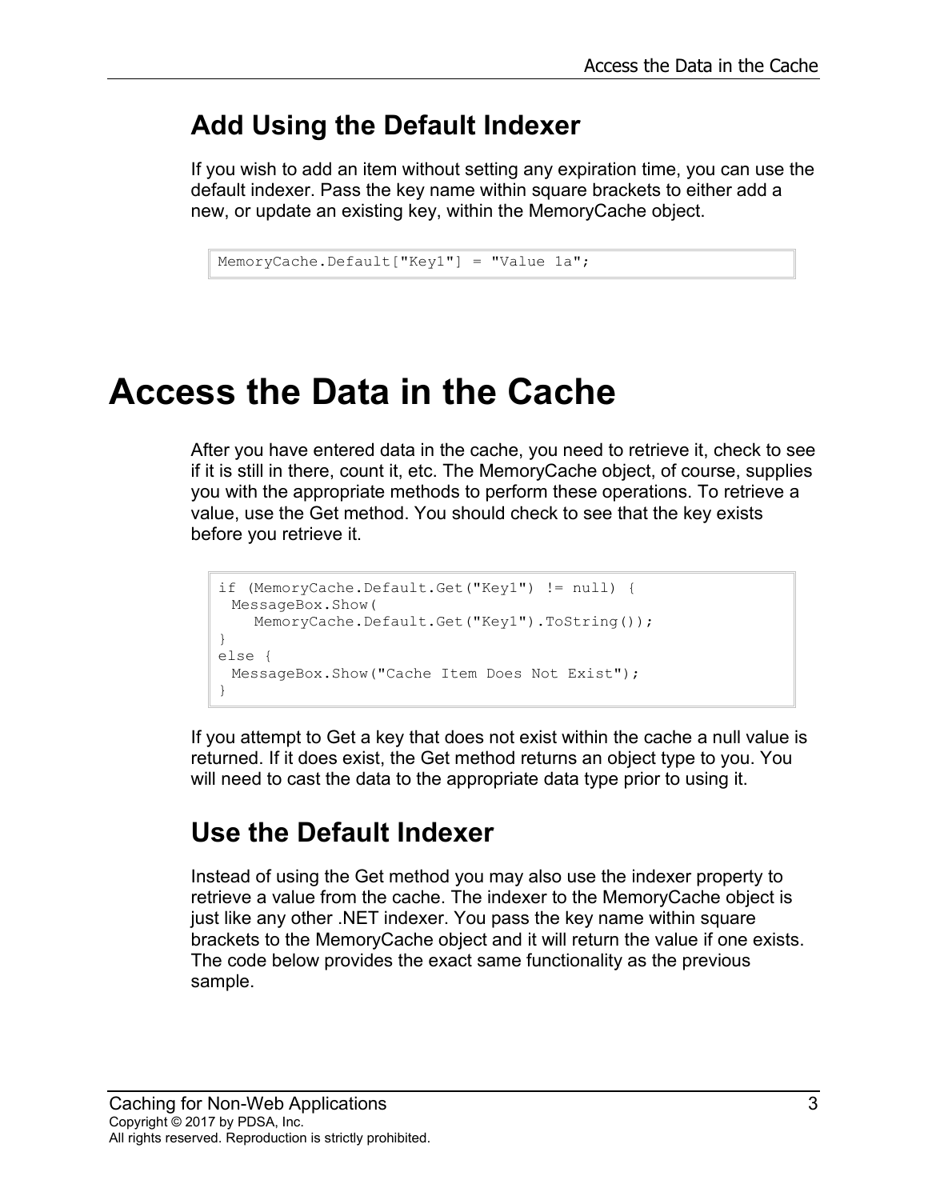## Add Using the Default Indexer

If you wish to add an item without setting any expiration time, you can use the default indexer. Pass the key name within square brackets to either add a new, or update an existing key, within the MemoryCache object.

```
MemoryCache.Default["Key1"] = "Value 1a";
```

# Access the Data in the Cache

After you have entered data in the cache, you need to retrieve it, check to see if it is still in there, count it, etc. The MemoryCache object, of course, supplies you with the appropriate methods to perform these operations. To retrieve a value, use the Get method. You should check to see that the key exists before you retrieve it.

```
if (MemoryCache.Default.Get("Key1") != null) {
  MessageBox.Show(
     MemoryCache.Default.Get("Key1").ToString());
}
else {
  MessageBox.Show("Cache Item Does Not Exist");
}
```

If you attempt to Get a key that does not exist within the cache a null value is returned. If it does exist, the Get method returns an object type to you. You will need to cast the data to the appropriate data type prior to using it.

## Use the Default Indexer

Instead of using the Get method you may also use the indexer property to retrieve a value from the cache. The indexer to the MemoryCache object is just like any other .NET indexer. You pass the key name within square brackets to the MemoryCache object and it will return the value if one exists. The code below provides the exact same functionality as the previous sample.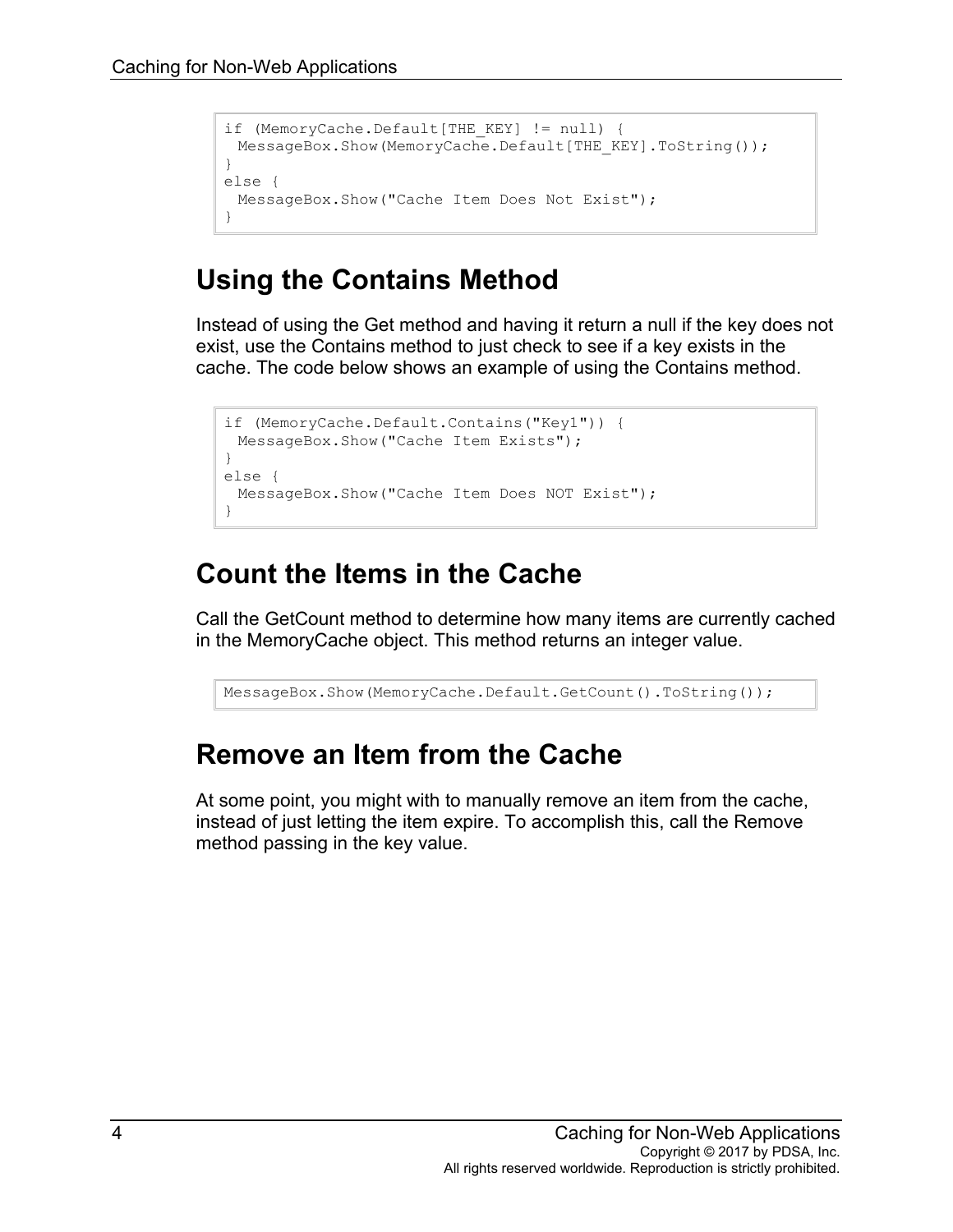```
if (MemoryCache.Default[THE_KEY] != null) {
 MessageBox.Show(MemoryCache.Default[THE_KEY].ToString());
}
else {
 MessageBox.Show("Cache Item Does Not Exist");
}
```

## Using the Contains Method

Instead of using the Get method and having it return a null if the key does not exist, use the Contains method to just check to see if a key exists in the cache. The code below shows an example of using the Contains method.

```
if (MemoryCache.Default.Contains("Key1")) {
 MessageBox.Show("Cache Item Exists");
}
else {
 MessageBox.Show("Cache Item Does NOT Exist");
}
```

## Count the Items in the Cache

Call the GetCount method to determine how many items are currently cached in the MemoryCache object. This method returns an integer value.

```
MessageBox.Show(MemoryCache.Default.GetCount().ToString());
```

## Remove an Item from the Cache

At some point, you might with to manually remove an item from the cache, instead of just letting the item expire. To accomplish this, call the Remove method passing in the key value.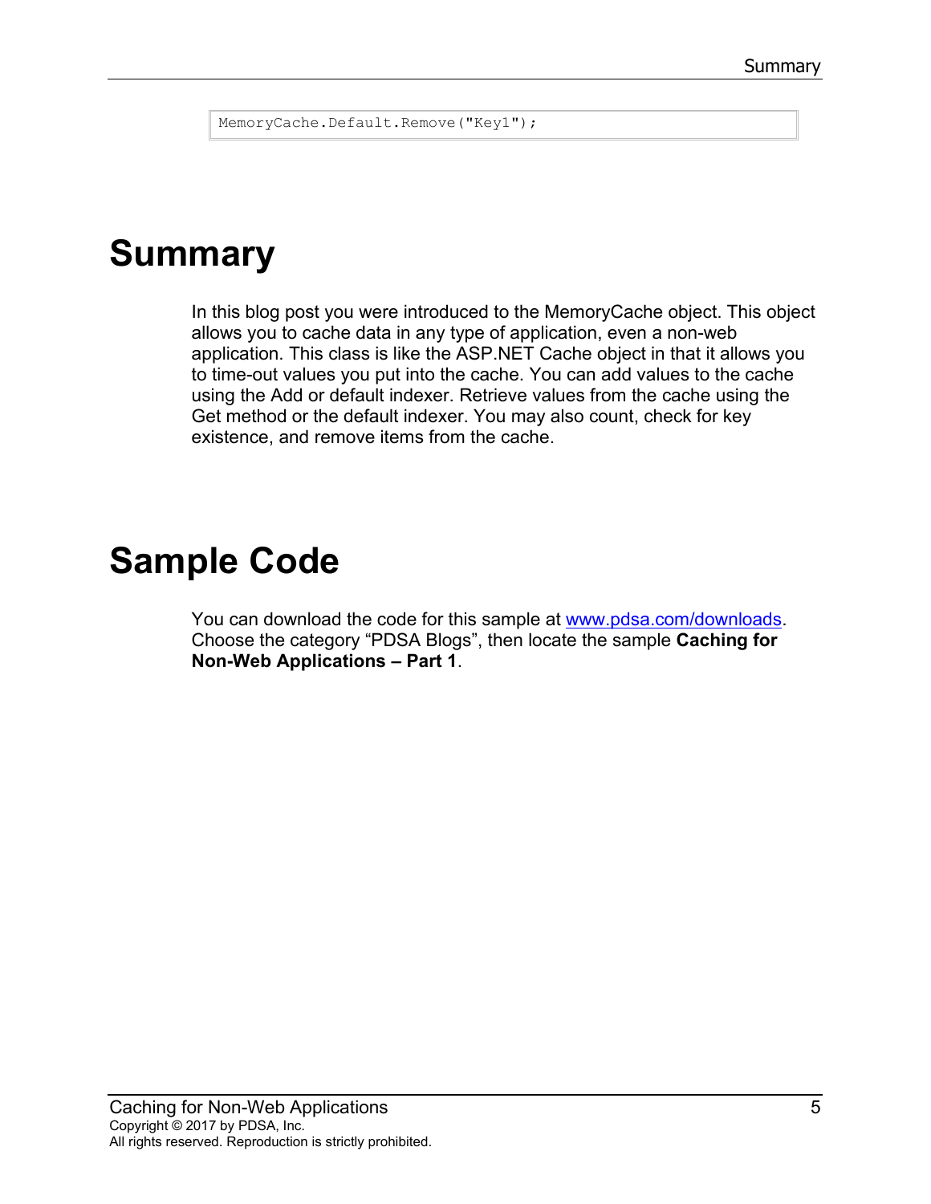```
MemoryCache.Default.Remove("Key1");
```

# Summary

In this blog post you were introduced to the MemoryCache object. This object allows you to cache data in any type of application, even a non-web application. This class is like the ASP.NET Cache object in that it allows you to time-out values you put into the cache. You can add values to the cache using the Add or default indexer. Retrieve values from the cache using the Get method or the default indexer. You may also count, check for key existence, and remove items from the cache.

# Sample Code

You can download the code for this sample at [www.pdsa.com/downloads](www.pdsa.com/downloads). Choose the category "PDSA Blogs", then locate the sample **Caching for Non-Web Applications – Part 1**.